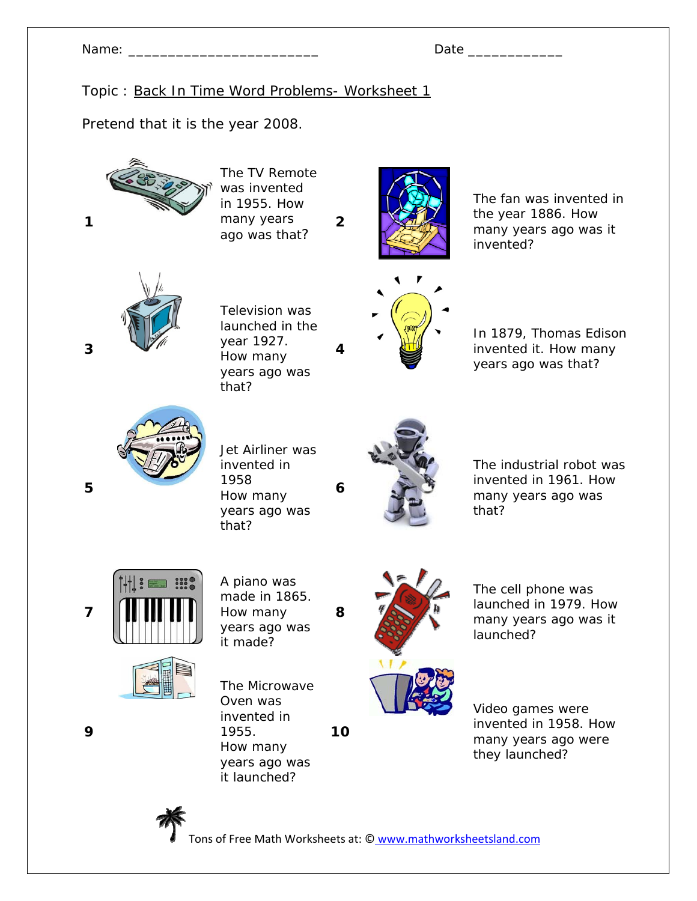Name: ________________________ Date ____________

Topic : Back In Time Word Problems- Worksheet 1

Pretend that it is the year 2008.

1. The TV Remote was invented in 1955. How many years ago was that?

2. The fan was invented in the year 1886. How many years ago was it invented?

3. Television was launched in the year 1927. How many years ago was that?

4. In 1879, Thomas Edison invented it. How many years ago was that?

5. Jet Airliner was invented in 1958 How many years ago was that?

6. The industrial robot was invented in 1961. How many years ago was that?

7. A piano was made in 1865. How many years ago was it made?

8. The cell phone was launched in 1979. How many years ago was it launched?

9. The Microwave Oven was invented in 1955. How many years ago was it launched?

10. Video games were invented in 1958. How many years ago were they launched?

Tons of Free Math Worksheets at: © www.mathworksheetsland.com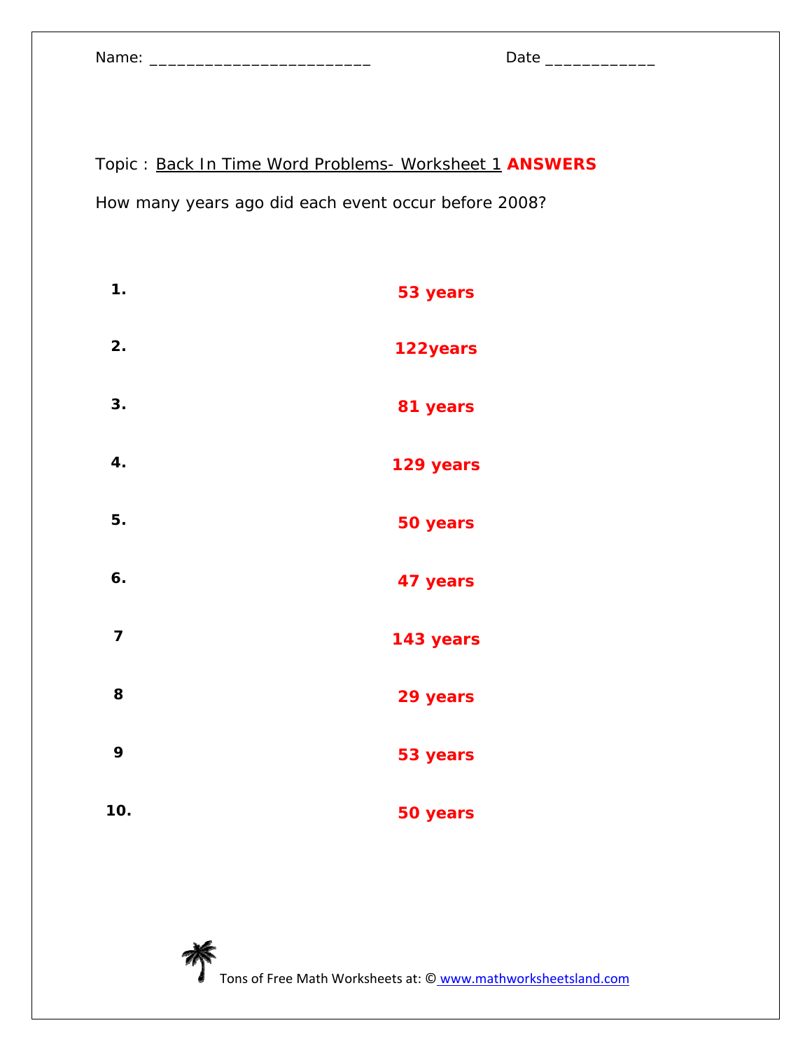Name: ________________________ Date ____________

Topic : Back In Time Word Problems- Worksheet 1 **ANSWERS**

How many years ago did each event occur before 2008?

**1.** **53 years**

**2.** **122years**

**3.** **81 years**

**4.** **129 years**

**5.** **50 years**

**6.** **47 years**

**7** **143 years**

**8** **29 years**

**9** **53 years**

**10.** **50 years**

Tons of Free Math Worksheets at: © www.mathworksheetsland.com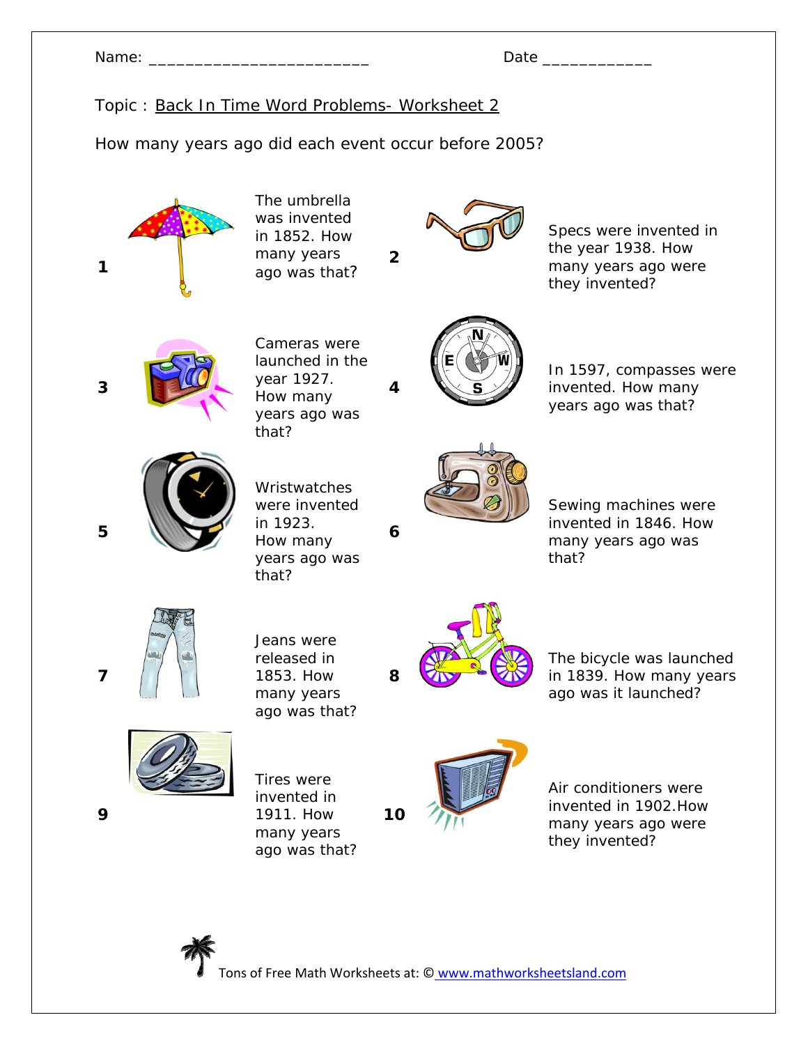Name: ________________________ Date ____________

Topic : Back In Time Word Problems- Worksheet 2

How many years ago did each event occur before 2005?

**1** The umbrella was invented in 1852. How many years ago was that?

**2** Specs were invented in the year 1938. How many years ago were they invented?

**3** Cameras were launched in the year 1927. How many years ago was that?

**4** In 1597, compasses were invented. How many years ago was that?

**5** Wristwatches were invented in 1923. How many years ago was that?

**6** Sewing machines were invented in 1846. How many years ago was that?

**7** Jeans were released in 1853. How many years ago was that?

**8** The bicycle was launched in 1839. How many years ago was it launched?

**9** Tires were invented in 1911. How many years ago was that?

**10** Air conditioners were invented in 1902.How many years ago were they invented?

Tons of Free Math Worksheets at: © www.mathworksheetsland.com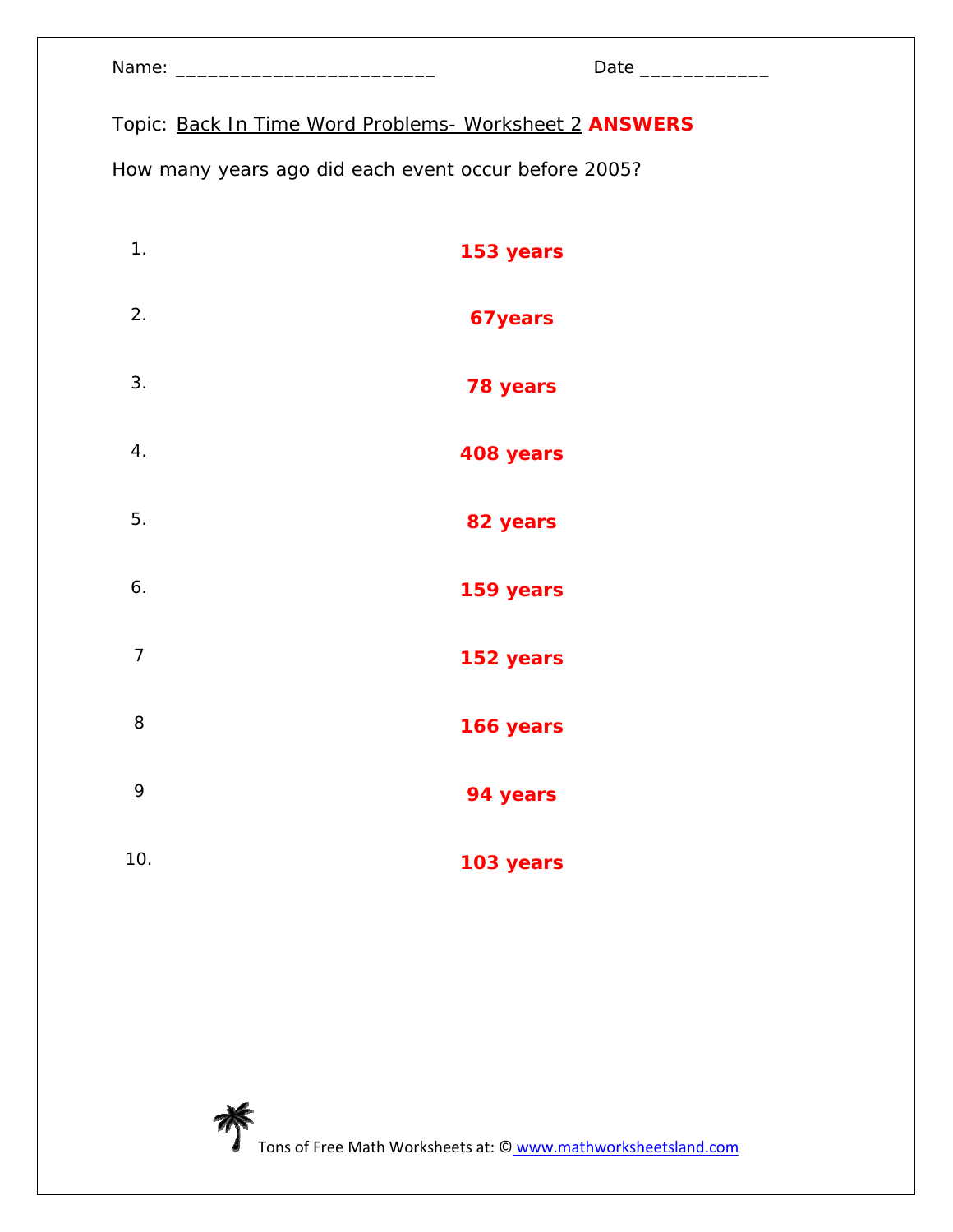Name: ________________________ Date ____________

Topic: Back In Time Word Problems- Worksheet 2 **ANSWERS**

How many years ago did each event occur before 2005?

1. **153 years**

2. **67years**

3. **78 years**

4. **408 years**

5. **82 years**

6. **159 years**

7 **152 years**

8 **166 years**

9 **94 years**

10. **103 years**

Tons of Free Math Worksheets at: © www.mathworksheetsland.com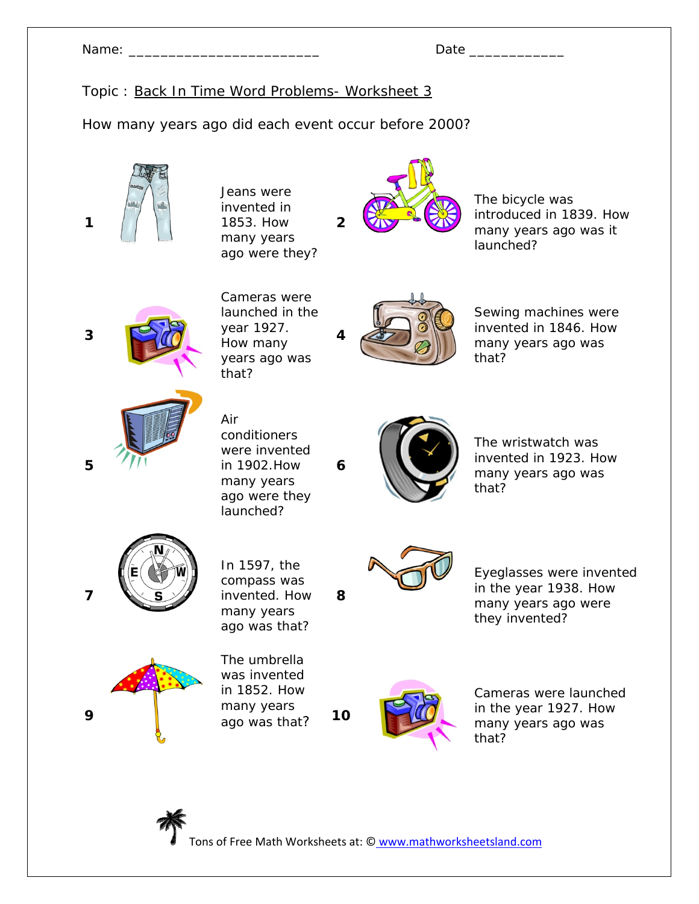Name: ________________________ Date ____________

Topic : Back In Time Word Problems- Worksheet 3

How many years ago did each event occur before 2000?

1. Jeans were invented in 1853. How many years ago were they?

2. The bicycle was introduced in 1839. How many years ago was it launched?

3. Cameras were launched in the year 1927. How many years ago was that?

4. Sewing machines were invented in 1846. How many years ago was that?

5. Air conditioners were invented in 1902.How many years ago were they launched?

6. The wristwatch was invented in 1923. How many years ago was that?

7. In 1597, the compass was invented. How many years ago was that?

8. Eyeglasses were invented in the year 1938. How many years ago were they invented?

9. The umbrella was invented in 1852. How many years ago was that?

10. Cameras were launched in the year 1927. How many years ago was that?

Tons of Free Math Worksheets at: © www.mathworksheetsland.com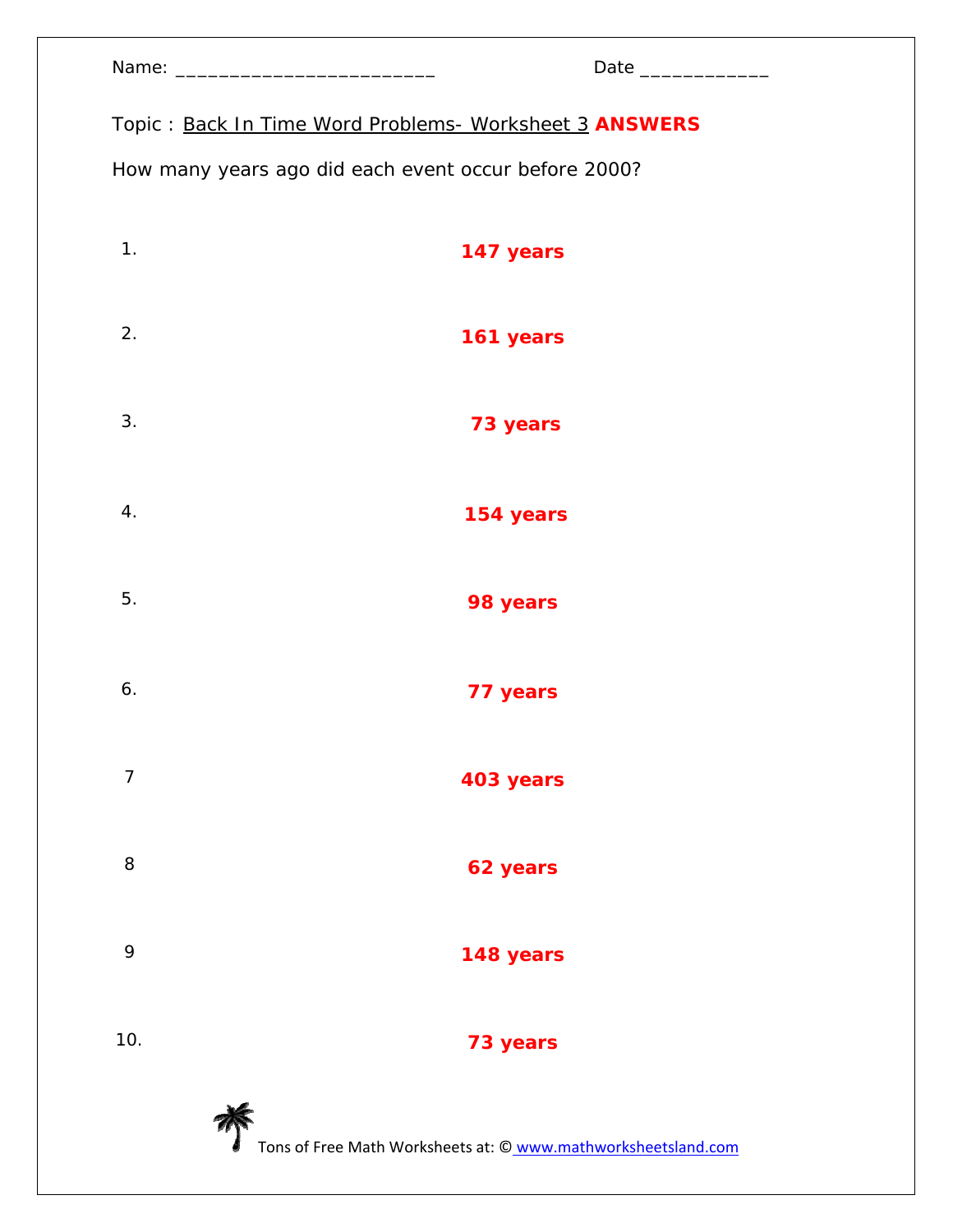Name: ________________________ Date ____________

Topic : Back In Time Word Problems- Worksheet 3 **ANSWERS**

How many years ago did each event occur before 2000?

1. **147 years**

2. **161 years**

3. **73 years**

4. **154 years**

5. **98 years**

6. **77 years**

7 **403 years**

8 **62 years**

9 **148 years**

10. **73 years**

Tons of Free Math Worksheets at: © www.mathworksheetsland.com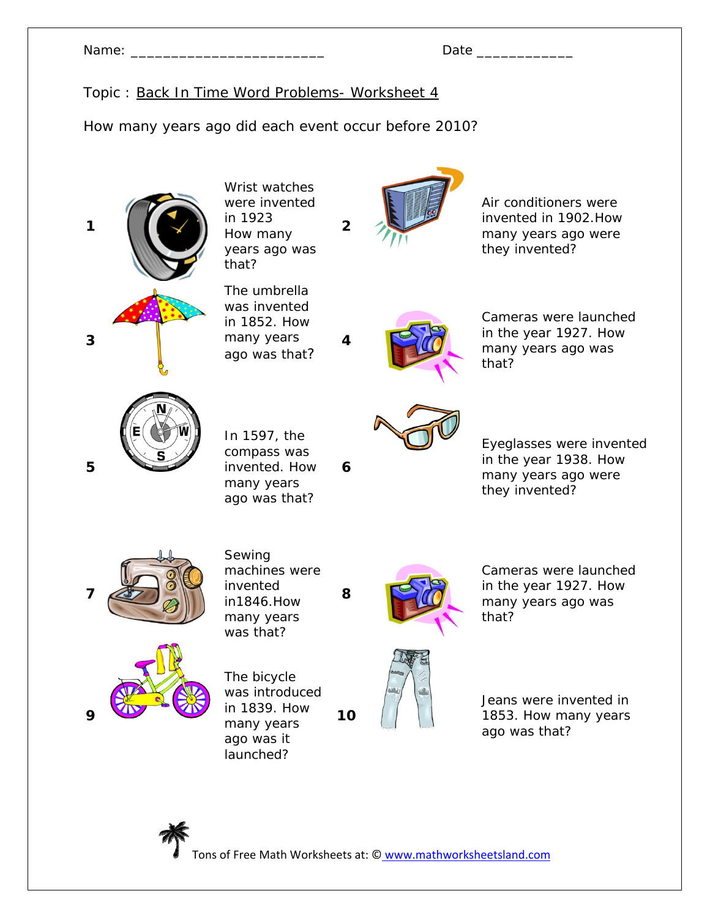Name: ________________________ Date ____________

Topic : Back In Time Word Problems- Worksheet 4

How many years ago did each event occur before 2010?

**1** Wrist watches were invented in 1923 How many years ago was that?

**2** Air conditioners were invented in 1902.How many years ago were they invented?

**3** The umbrella was invented in 1852. How many years ago was that?

**4** Cameras were launched in the year 1927. How many years ago was that?

**5** In 1597, the compass was invented. How many years ago was that?

**6** Eyeglasses were invented in the year 1938. How many years ago were they invented?

**7** Sewing machines were invented in1846.How many years was that?

**8** Cameras were launched in the year 1927. How many years ago was that?

**9** The bicycle was introduced in 1839. How many years ago was it launched?

**10** Jeans were invented in 1853. How many years ago was that?

Tons of Free Math Worksheets at: © www.mathworksheetsland.com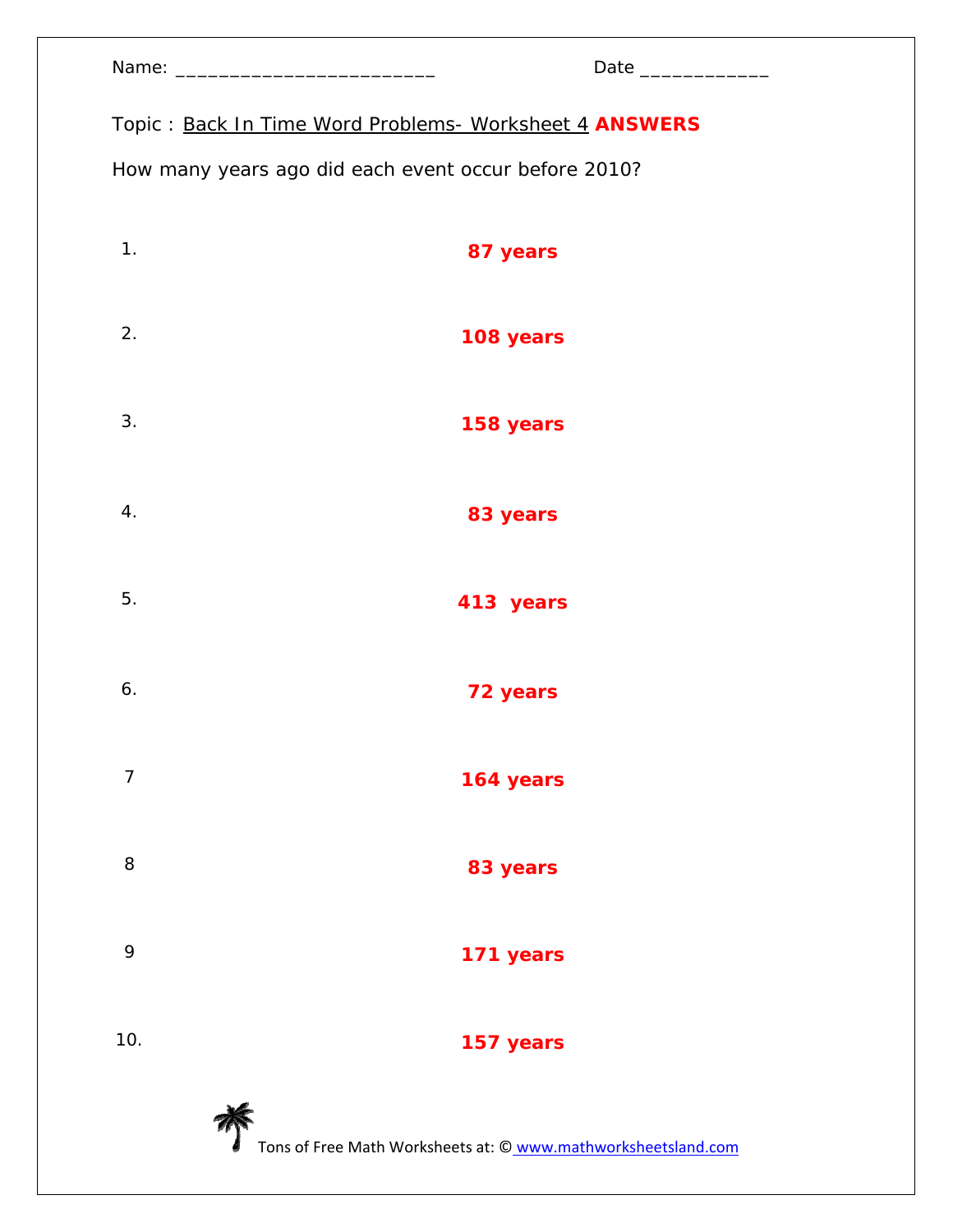Name: ________________________ Date ____________

Topic : Back In Time Word Problems- Worksheet 4 **ANSWERS**

How many years ago did each event occur before 2010?

1. **87 years**

2. **108 years**

3. **158 years**

4. **83 years**

5. **413 years**

6. **72 years**

7 **164 years**

8 **83 years**

9 **171 years**

10. **157 years**

Tons of Free Math Worksheets at: © www.mathworksheetsland.com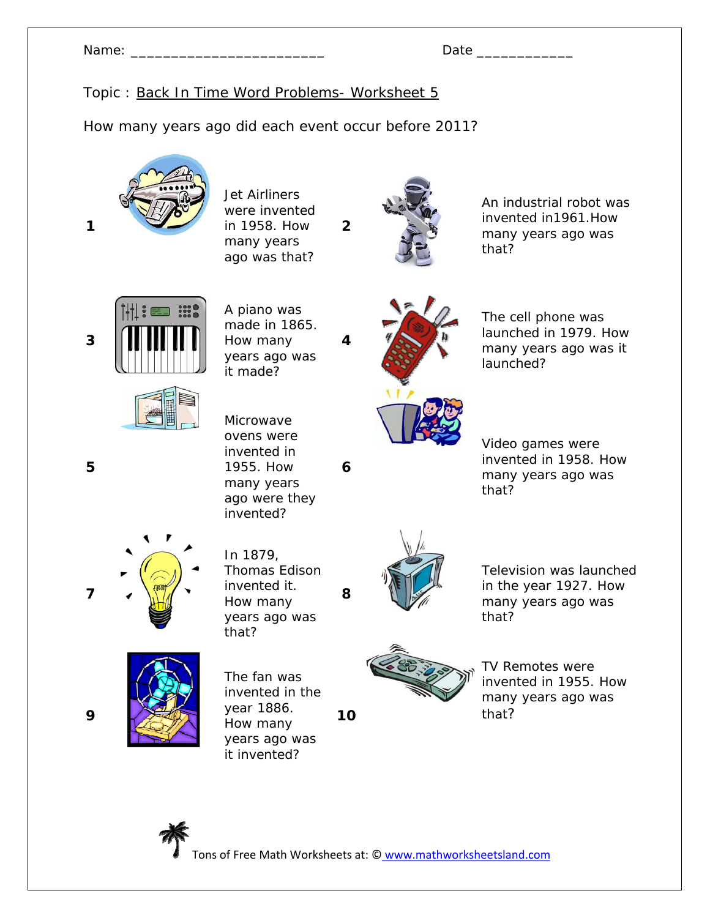Name: ________________________ Date ____________

Topic : Back In Time Word Problems- Worksheet 5

How many years ago did each event occur before 2011?

**1** Jet Airliners were invented in 1958. How many years ago was that?

**2** An industrial robot was invented in1961.How many years ago was that?

**3** A piano was made in 1865. How many years ago was it made?

**4** The cell phone was launched in 1979. How many years ago was it launched?

**5** Microwave ovens were invented in 1955. How many years ago were they invented?

**6** Video games were invented in 1958. How many years ago was that?

**7** In 1879, Thomas Edison invented it. How many years ago was that?

**8** Television was launched in the year 1927. How many years ago was that?

**9** The fan was invented in the year 1886. How many years ago was it invented?

**10** TV Remotes were invented in 1955. How many years ago was that?

Tons of Free Math Worksheets at: © www.mathworksheetsland.com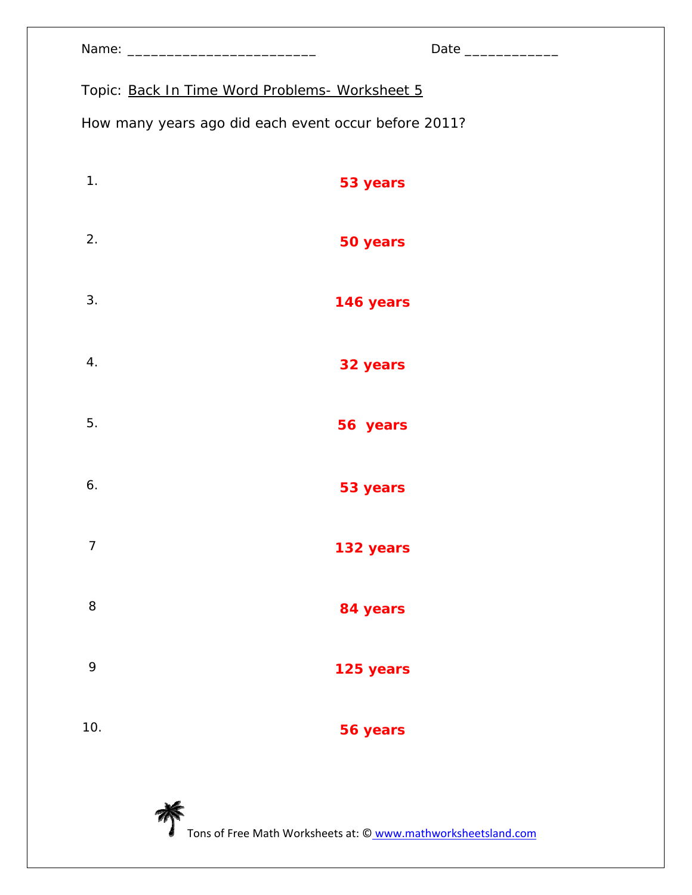Name: ________________________ Date ____________

Topic: Back In Time Word Problems- Worksheet 5

How many years ago did each event occur before 2011?

1. **53 years**

2. **50 years**

3. **146 years**

4. **32 years**

5. **56 years**

6. **53 years**

7 **132 years**

8 **84 years**

9 **125 years**

10. **56 years**

Tons of Free Math Worksheets at: © www.mathworksheetsland.com